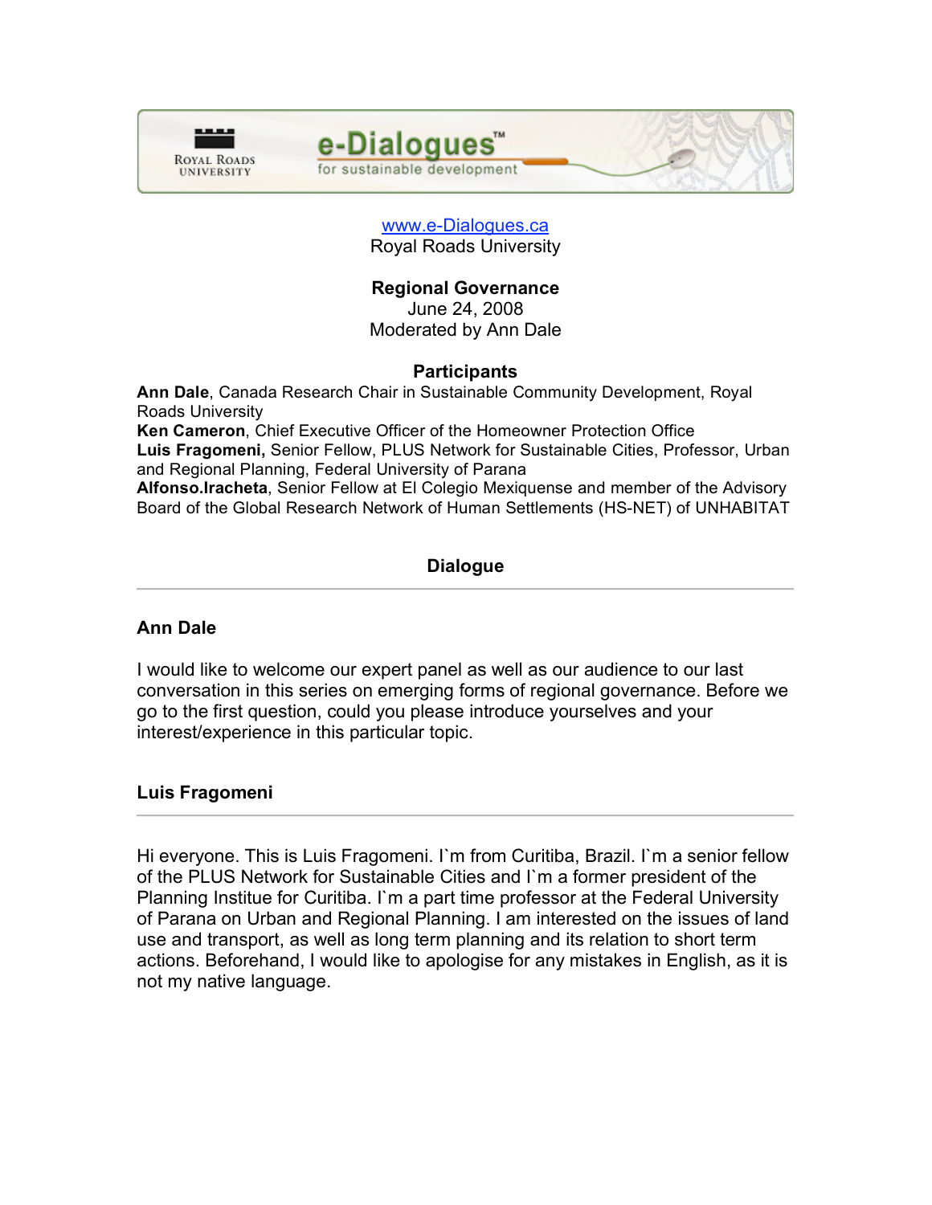www.e-Dialogues.ca
Royal Roads University

# Regional Governance

June 24, 2008
Moderated by Ann Dale

## Participants

**Ann Dale**, Canada Research Chair in Sustainable Community Development, Royal Roads University
**Ken Cameron**, Chief Executive Officer of the Homeowner Protection Office
**Luis Fragomeni,** Senior Fellow, PLUS Network for Sustainable Cities, Professor, Urban and Regional Planning, Federal University of Parana
**Alfonso.Iracheta**, Senior Fellow at El Colegio Mexiquense and member of the Advisory Board of the Global Research Network of Human Settlements (HS-NET) of UNHABITAT

## Dialogue

---

### Ann Dale

I would like to welcome our expert panel as well as our audience to our last conversation in this series on emerging forms of regional governance. Before we go to the first question, could you please introduce yourselves and your interest/experience in this particular topic.

### Luis Fragomeni

---

Hi everyone. This is Luis Fragomeni. I`m from Curitiba, Brazil. I`m a senior fellow of the PLUS Network for Sustainable Cities and I`m a former president of the Planning Institue for Curitiba. I`m a part time professor at the Federal University of Parana on Urban and Regional Planning. I am interested on the issues of land use and transport, as well as long term planning and its relation to short term actions. Beforehand, I would like to apologise for any mistakes in English, as it is not my native language.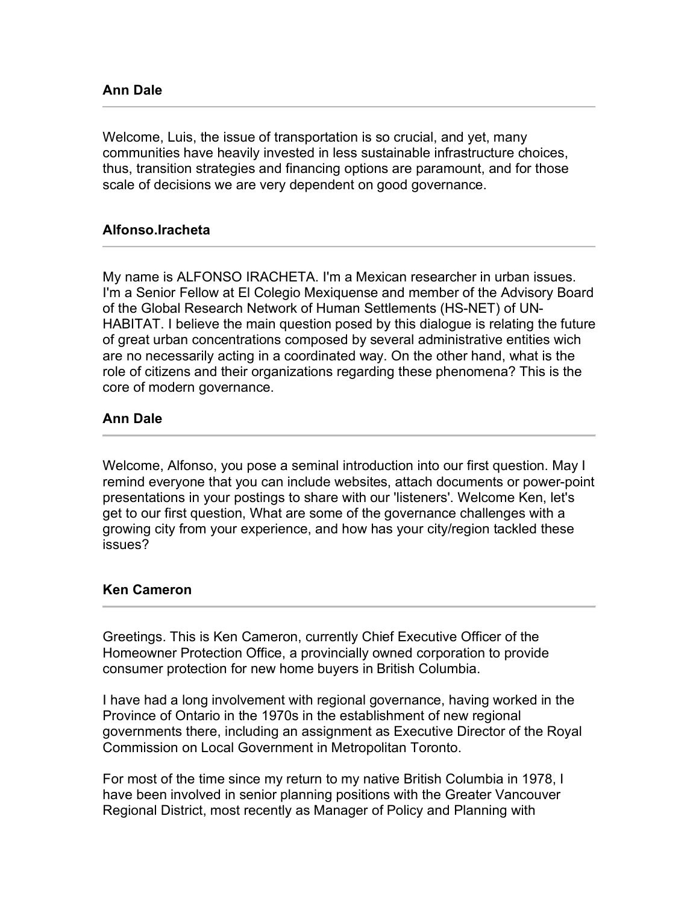**Ann Dale**

---

Welcome, Luis, the issue of transportation is so crucial, and yet, many communities have heavily invested in less sustainable infrastructure choices, thus, transition strategies and financing options are paramount, and for those scale of decisions we are very dependent on good governance.

**Alfonso.Iracheta**

---

My name is ALFONSO IRACHETA. I'm a Mexican researcher in urban issues. I'm a Senior Fellow at El Colegio Mexiquense and member of the Advisory Board of the Global Research Network of Human Settlements (HS-NET) of UN-HABITAT. I believe the main question posed by this dialogue is relating the future of great urban concentrations composed by several administrative entities wich are no necessarily acting in a coordinated way. On the other hand, what is the role of citizens and their organizations regarding these phenomena? This is the core of modern governance.

**Ann Dale**

---

Welcome, Alfonso, you pose a seminal introduction into our first question. May I remind everyone that you can include websites, attach documents or power-point presentations in your postings to share with our 'listeners'. Welcome Ken, let's get to our first question, What are some of the governance challenges with a growing city from your experience, and how has your city/region tackled these issues?

**Ken Cameron**

---

Greetings. This is Ken Cameron, currently Chief Executive Officer of the Homeowner Protection Office, a provincially owned corporation to provide consumer protection for new home buyers in British Columbia.

I have had a long involvement with regional governance, having worked in the Province of Ontario in the 1970s in the establishment of new regional governments there, including an assignment as Executive Director of the Royal Commission on Local Government in Metropolitan Toronto.

For most of the time since my return to my native British Columbia in 1978, I have been involved in senior planning positions with the Greater Vancouver Regional District, most recently as Manager of Policy and Planning with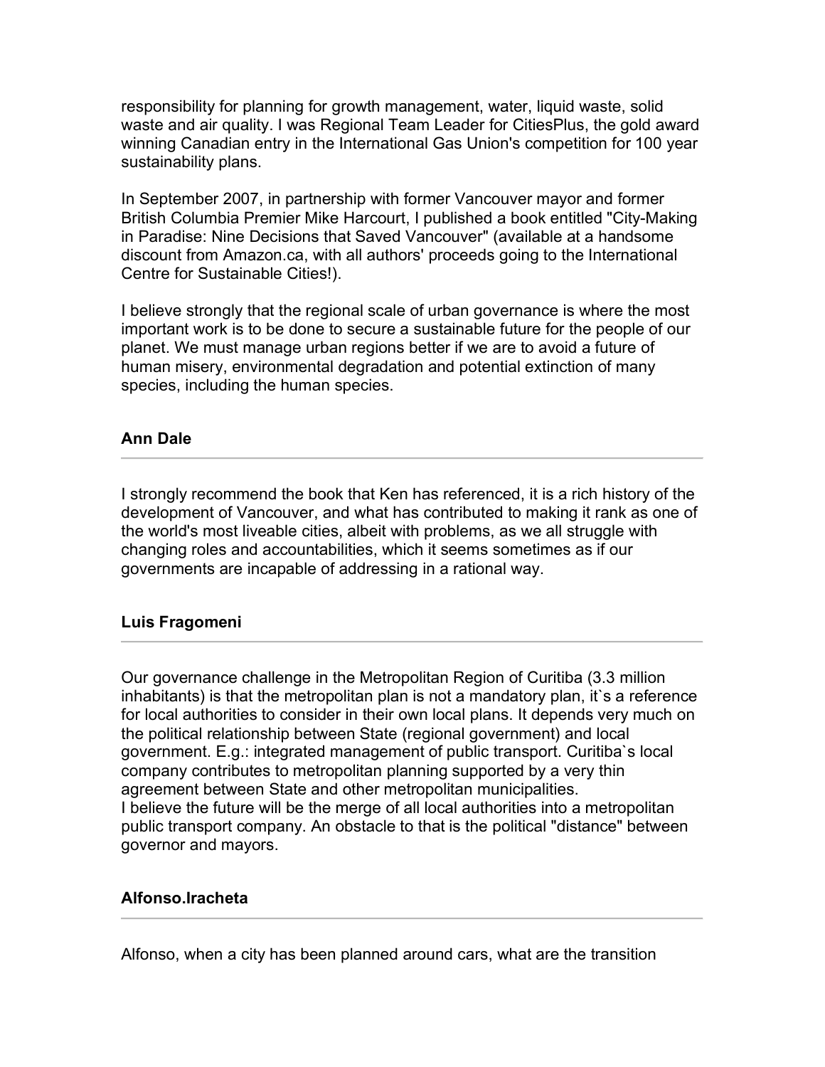responsibility for planning for growth management, water, liquid waste, solid waste and air quality. I was Regional Team Leader for CitiesPlus, the gold award winning Canadian entry in the International Gas Union's competition for 100 year sustainability plans.

In September 2007, in partnership with former Vancouver mayor and former British Columbia Premier Mike Harcourt, I published a book entitled "City-Making in Paradise: Nine Decisions that Saved Vancouver" (available at a handsome discount from Amazon.ca, with all authors' proceeds going to the International Centre for Sustainable Cities!).

I believe strongly that the regional scale of urban governance is where the most important work is to be done to secure a sustainable future for the people of our planet. We must manage urban regions better if we are to avoid a future of human misery, environmental degradation and potential extinction of many species, including the human species.

**Ann Dale**

---

I strongly recommend the book that Ken has referenced, it is a rich history of the development of Vancouver, and what has contributed to making it rank as one of the world's most liveable cities, albeit with problems, as we all struggle with changing roles and accountabilities, which it seems sometimes as if our governments are incapable of addressing in a rational way.

**Luis Fragomeni**

---

Our governance challenge in the Metropolitan Region of Curitiba (3.3 million inhabitants) is that the metropolitan plan is not a mandatory plan, it`s a reference for local authorities to consider in their own local plans. It depends very much on the political relationship between State (regional government) and local government. E.g.: integrated management of public transport. Curitiba`s local company contributes to metropolitan planning supported by a very thin agreement between State and other metropolitan municipalities.
I believe the future will be the merge of all local authorities into a metropolitan public transport company. An obstacle to that is the political "distance" between governor and mayors.

**Alfonso.Iracheta**

---

Alfonso, when a city has been planned around cars, what are the transition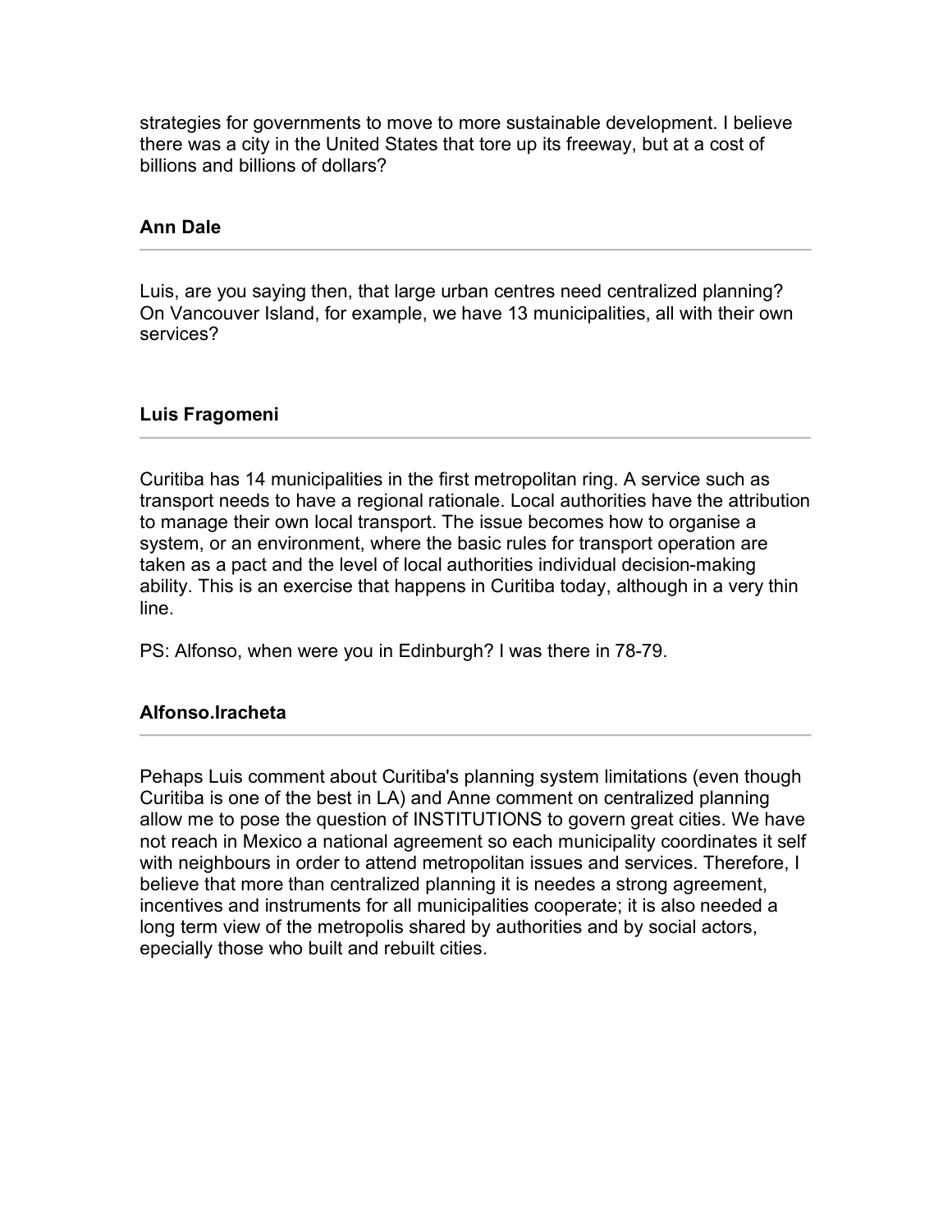strategies for governments to move to more sustainable development. I believe there was a city in the United States that tore up its freeway, but at a cost of billions and billions of dollars?

**Ann Dale**

---

Luis, are you saying then, that large urban centres need centralized planning? On Vancouver Island, for example, we have 13 municipalities, all with their own services?

**Luis Fragomeni**

---

Curitiba has 14 municipalities in the first metropolitan ring. A service such as transport needs to have a regional rationale. Local authorities have the attribution to manage their own local transport. The issue becomes how to organise a system, or an environment, where the basic rules for transport operation are taken as a pact and the level of local authorities individual decision-making ability. This is an exercise that happens in Curitiba today, although in a very thin line.

PS: Alfonso, when were you in Edinburgh? I was there in 78-79.

**Alfonso.Iracheta**

---

Pehaps Luis comment about Curitiba's planning system limitations (even though Curitiba is one of the best in LA) and Anne comment on centralized planning allow me to pose the question of INSTITUTIONS to govern great cities. We have not reach in Mexico a national agreement so each municipality coordinates it self with neighbours in order to attend metropolitan issues and services. Therefore, I believe that more than centralized planning it is needes a strong agreement, incentives and instruments for all municipalities cooperate; it is also needed a long term view of the metropolis shared by authorities and by social actors, epecially those who built and rebuilt cities.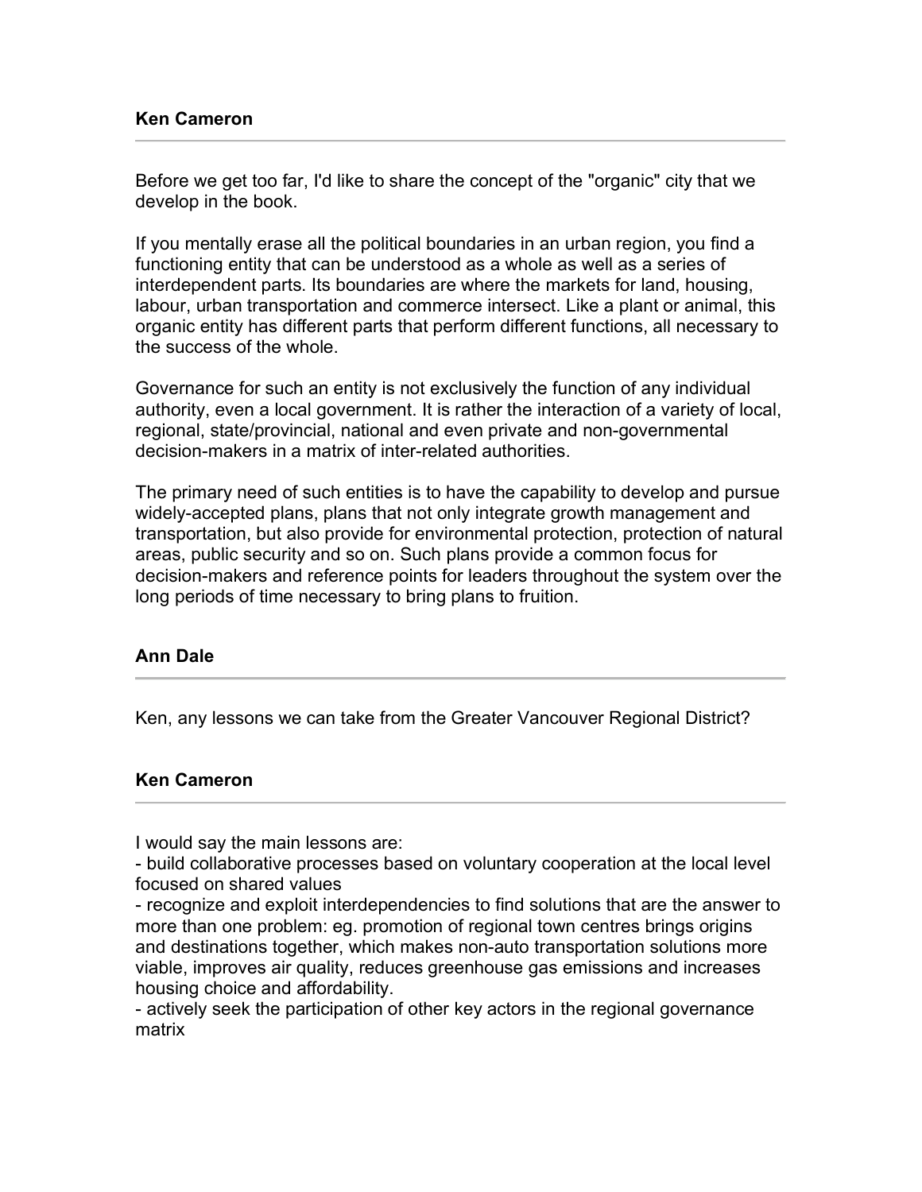**Ken Cameron**

---

Before we get too far, I'd like to share the concept of the "organic" city that we develop in the book.

If you mentally erase all the political boundaries in an urban region, you find a functioning entity that can be understood as a whole as well as a series of interdependent parts. Its boundaries are where the markets for land, housing, labour, urban transportation and commerce intersect. Like a plant or animal, this organic entity has different parts that perform different functions, all necessary to the success of the whole.

Governance for such an entity is not exclusively the function of any individual authority, even a local government. It is rather the interaction of a variety of local, regional, state/provincial, national and even private and non-governmental decision-makers in a matrix of inter-related authorities.

The primary need of such entities is to have the capability to develop and pursue widely-accepted plans, plans that not only integrate growth management and transportation, but also provide for environmental protection, protection of natural areas, public security and so on. Such plans provide a common focus for decision-makers and reference points for leaders throughout the system over the long periods of time necessary to bring plans to fruition.

**Ann Dale**

---

Ken, any lessons we can take from the Greater Vancouver Regional District?

**Ken Cameron**

---

I would say the main lessons are:
- build collaborative processes based on voluntary cooperation at the local level focused on shared values
- recognize and exploit interdependencies to find solutions that are the answer to more than one problem: eg. promotion of regional town centres brings origins and destinations together, which makes non-auto transportation solutions more viable, improves air quality, reduces greenhouse gas emissions and increases housing choice and affordability.
- actively seek the participation of other key actors in the regional governance matrix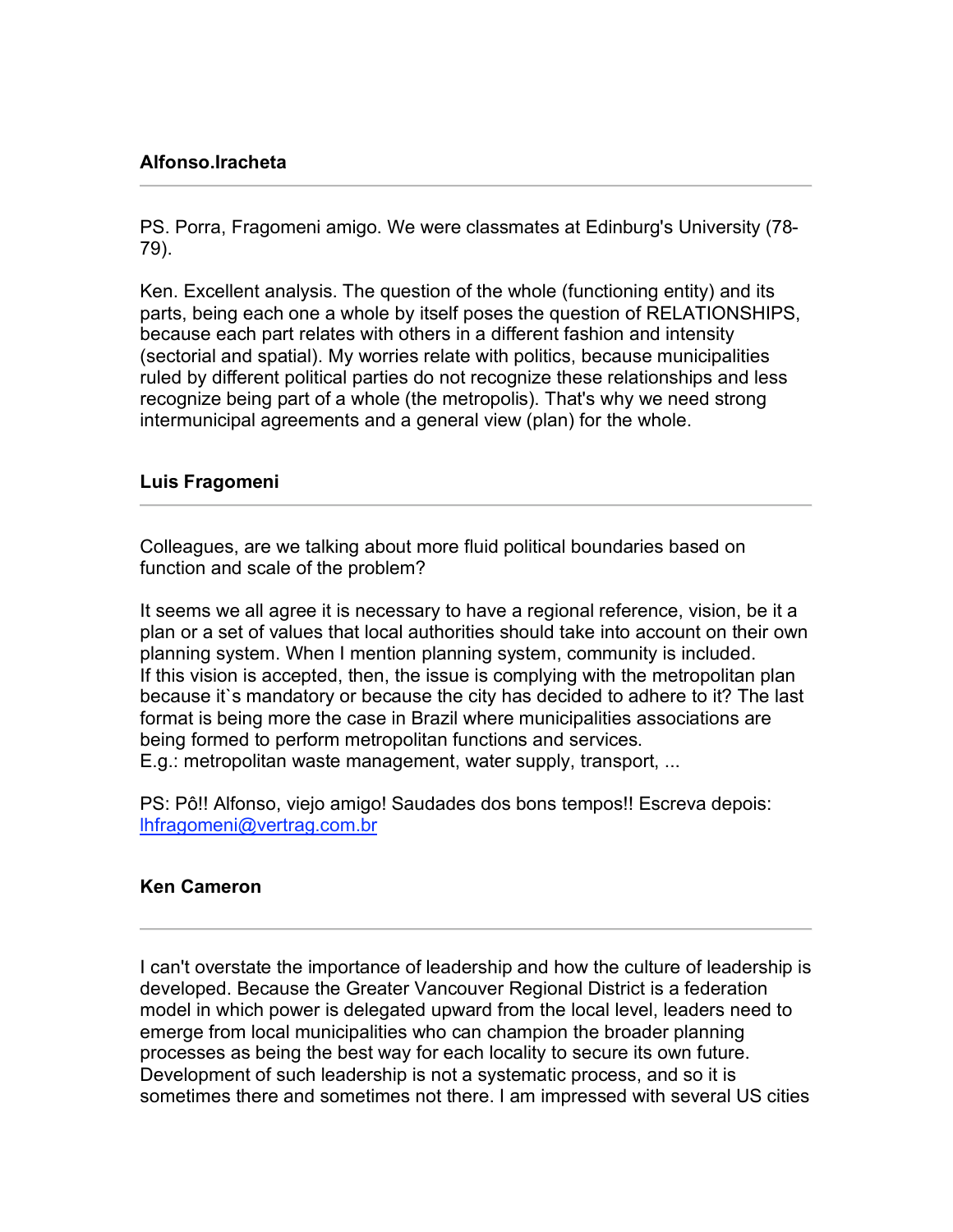### Alfonso.Iracheta

---

PS. Porra, Fragomeni amigo. We were classmates at Edinburg's University (78-79).

Ken. Excellent analysis. The question of the whole (functioning entity) and its parts, being each one a whole by itself poses the question of RELATIONSHIPS, because each part relates with others in a different fashion and intensity (sectorial and spatial). My worries relate with politics, because municipalities ruled by different political parties do not recognize these relationships and less recognize being part of a whole (the metropolis). That's why we need strong intermunicipal agreements and a general view (plan) for the whole.

### Luis Fragomeni

---

Colleagues, are we talking about more fluid political boundaries based on function and scale of the problem?

It seems we all agree it is necessary to have a regional reference, vision, be it a plan or a set of values that local authorities should take into account on their own planning system. When I mention planning system, community is included.
If this vision is accepted, then, the issue is complying with the metropolitan plan because it`s mandatory or because the city has decided to adhere to it? The last format is being more the case in Brazil where municipalities associations are being formed to perform metropolitan functions and services.
E.g.: metropolitan waste management, water supply, transport, ...

PS: Pô!! Alfonso, viejo amigo! Saudades dos bons tempos!! Escreva depois: [lhfragomeni@vertrag.com.br](mailto:lhfragomeni@vertrag.com.br)

### Ken Cameron

---

I can't overstate the importance of leadership and how the culture of leadership is developed. Because the Greater Vancouver Regional District is a federation model in which power is delegated upward from the local level, leaders need to emerge from local municipalities who can champion the broader planning processes as being the best way for each locality to secure its own future. Development of such leadership is not a systematic process, and so it is sometimes there and sometimes not there. I am impressed with several US cities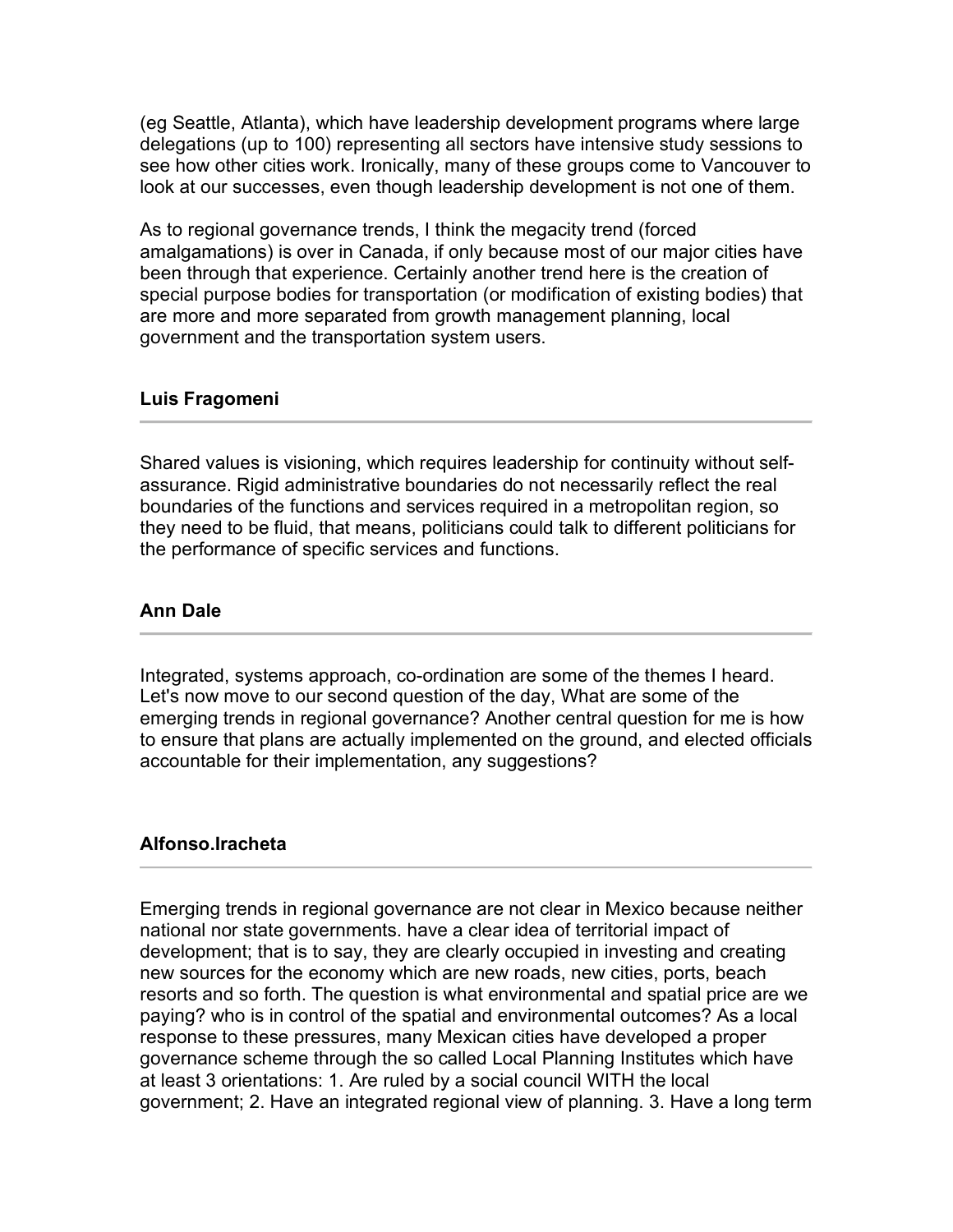(eg Seattle, Atlanta), which have leadership development programs where large delegations (up to 100) representing all sectors have intensive study sessions to see how other cities work. Ironically, many of these groups come to Vancouver to look at our successes, even though leadership development is not one of them.

As to regional governance trends, I think the megacity trend (forced amalgamations) is over in Canada, if only because most of our major cities have been through that experience. Certainly another trend here is the creation of special purpose bodies for transportation (or modification of existing bodies) that are more and more separated from growth management planning, local government and the transportation system users.

**Luis Fragomeni**

---

Shared values is visioning, which requires leadership for continuity without self-assurance. Rigid administrative boundaries do not necessarily reflect the real boundaries of the functions and services required in a metropolitan region, so they need to be fluid, that means, politicians could talk to different politicians for the performance of specific services and functions.

**Ann Dale**

---

Integrated, systems approach, co-ordination are some of the themes I heard. Let's now move to our second question of the day, What are some of the emerging trends in regional governance? Another central question for me is how to ensure that plans are actually implemented on the ground, and elected officials accountable for their implementation, any suggestions?

**Alfonso.Iracheta**

---

Emerging trends in regional governance are not clear in Mexico because neither national nor state governments. have a clear idea of territorial impact of development; that is to say, they are clearly occupied in investing and creating new sources for the economy which are new roads, new cities, ports, beach resorts and so forth. The question is what environmental and spatial price are we paying? who is in control of the spatial and environmental outcomes? As a local response to these pressures, many Mexican cities have developed a proper governance scheme through the so called Local Planning Institutes which have at least 3 orientations: 1. Are ruled by a social council WITH the local government; 2. Have an integrated regional view of planning. 3. Have a long term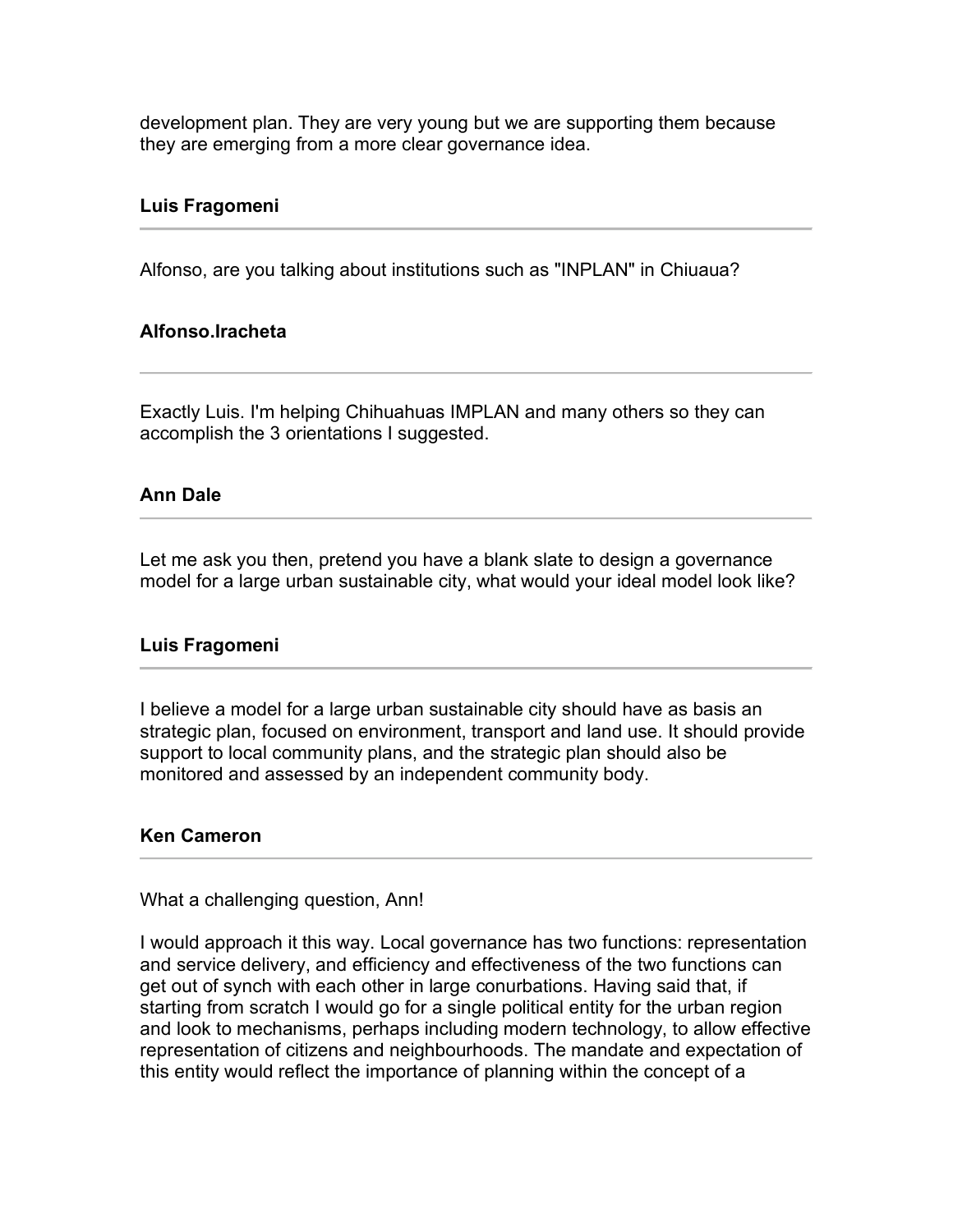development plan. They are very young but we are supporting them because they are emerging from a more clear governance idea.

**Luis Fragomeni**

Alfonso, are you talking about institutions such as "INPLAN" in Chiuaua?

**Alfonso.Iracheta**

Exactly Luis. I'm helping Chihuahuas IMPLAN and many others so they can accomplish the 3 orientations I suggested.

**Ann Dale**

Let me ask you then, pretend you have a blank slate to design a governance model for a large urban sustainable city, what would your ideal model look like?

**Luis Fragomeni**

I believe a model for a large urban sustainable city should have as basis an strategic plan, focused on environment, transport and land use. It should provide support to local community plans, and the strategic plan should also be monitored and assessed by an independent community body.

**Ken Cameron**

What a challenging question, Ann!

I would approach it this way. Local governance has two functions: representation and service delivery, and efficiency and effectiveness of the two functions can get out of synch with each other in large conurbations. Having said that, if starting from scratch I would go for a single political entity for the urban region and look to mechanisms, perhaps including modern technology, to allow effective representation of citizens and neighbourhoods. The mandate and expectation of this entity would reflect the importance of planning within the concept of a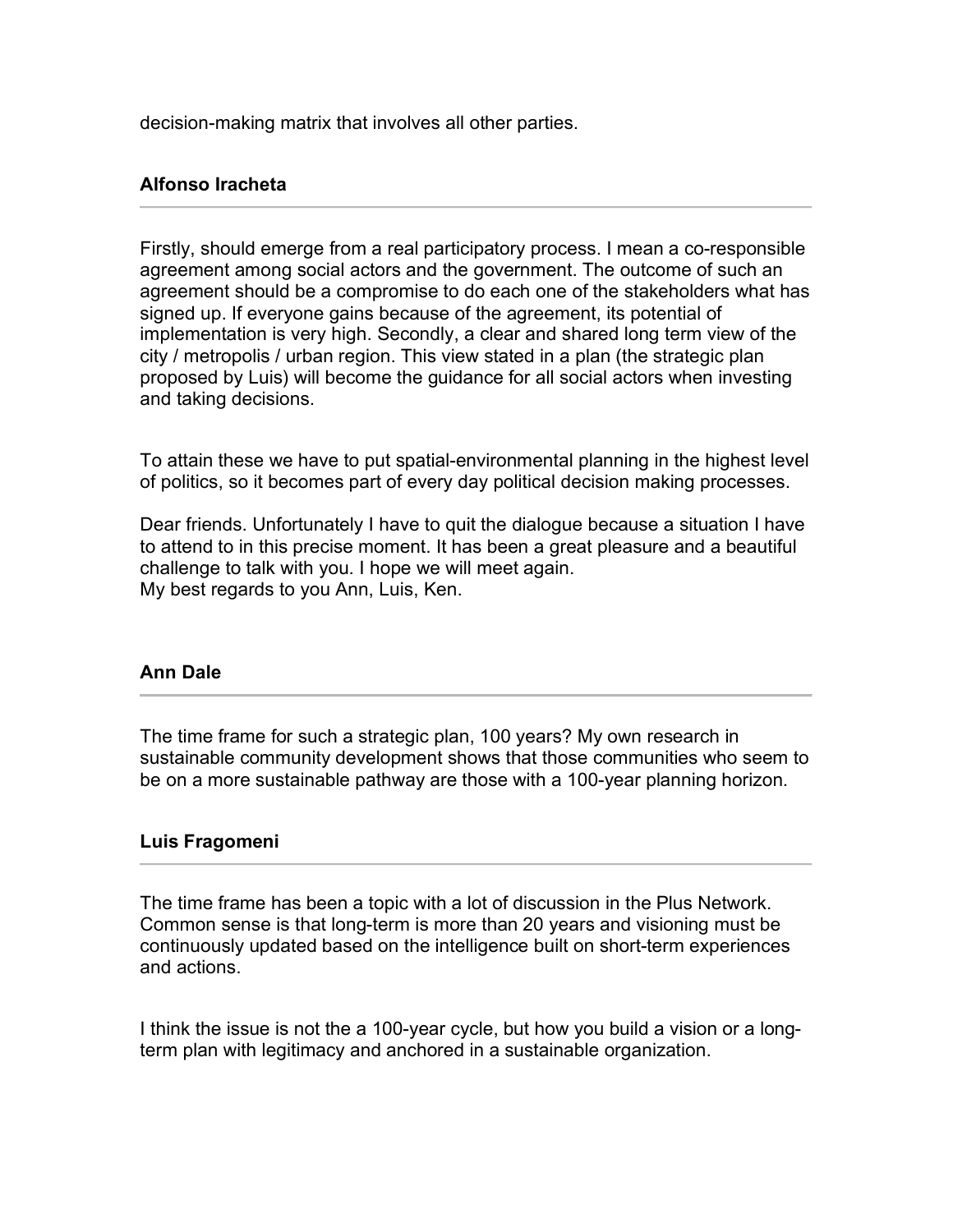decision-making matrix that involves all other parties.

**Alfonso Iracheta**

---

Firstly, should emerge from a real participatory process. I mean a co-responsible agreement among social actors and the government. The outcome of such an agreement should be a compromise to do each one of the stakeholders what has signed up. If everyone gains because of the agreement, its potential of implementation is very high. Secondly, a clear and shared long term view of the city / metropolis / urban region. This view stated in a plan (the strategic plan proposed by Luis) will become the guidance for all social actors when investing and taking decisions.

To attain these we have to put spatial-environmental planning in the highest level of politics, so it becomes part of every day political decision making processes.

Dear friends. Unfortunately I have to quit the dialogue because a situation I have to attend to in this precise moment. It has been a great pleasure and a beautiful challenge to talk with you. I hope we will meet again.
My best regards to you Ann, Luis, Ken.

**Ann Dale**

---

The time frame for such a strategic plan, 100 years? My own research in sustainable community development shows that those communities who seem to be on a more sustainable pathway are those with a 100-year planning horizon.

**Luis Fragomeni**

---

The time frame has been a topic with a lot of discussion in the Plus Network. Common sense is that long-term is more than 20 years and visioning must be continuously updated based on the intelligence built on short-term experiences and actions.

I think the issue is not the a 100-year cycle, but how you build a vision or a long-term plan with legitimacy and anchored in a sustainable organization.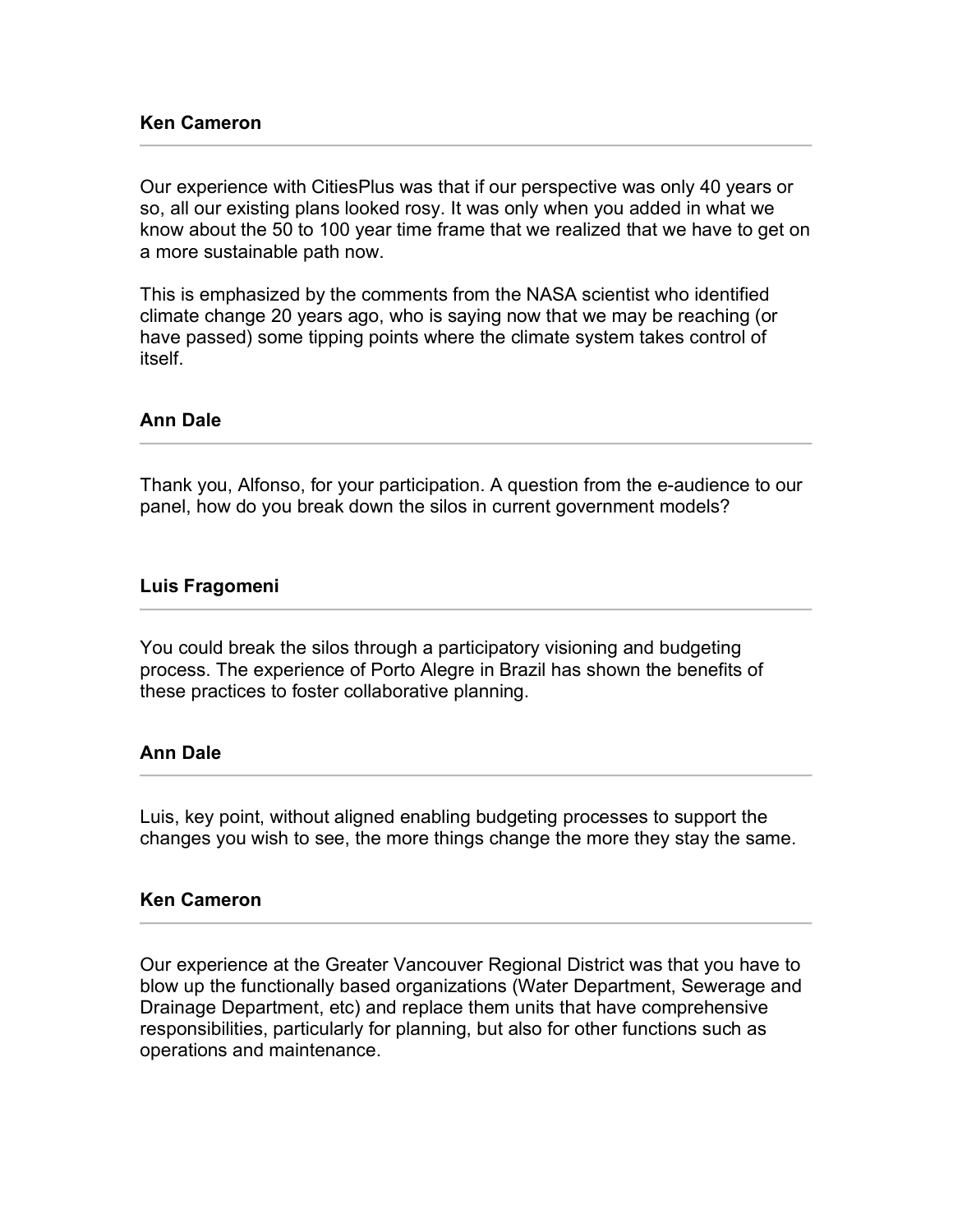**Ken Cameron**

---

Our experience with CitiesPlus was that if our perspective was only 40 years or so, all our existing plans looked rosy. It was only when you added in what we know about the 50 to 100 year time frame that we realized that we have to get on a more sustainable path now.

This is emphasized by the comments from the NASA scientist who identified climate change 20 years ago, who is saying now that we may be reaching (or have passed) some tipping points where the climate system takes control of itself.

**Ann Dale**

---

Thank you, Alfonso, for your participation. A question from the e-audience to our panel, how do you break down the silos in current government models?

**Luis Fragomeni**

---

You could break the silos through a participatory visioning and budgeting process. The experience of Porto Alegre in Brazil has shown the benefits of these practices to foster collaborative planning.

**Ann Dale**

---

Luis, key point, without aligned enabling budgeting processes to support the changes you wish to see, the more things change the more they stay the same.

**Ken Cameron**

---

Our experience at the Greater Vancouver Regional District was that you have to blow up the functionally based organizations (Water Department, Sewerage and Drainage Department, etc) and replace them units that have comprehensive responsibilities, particularly for planning, but also for other functions such as operations and maintenance.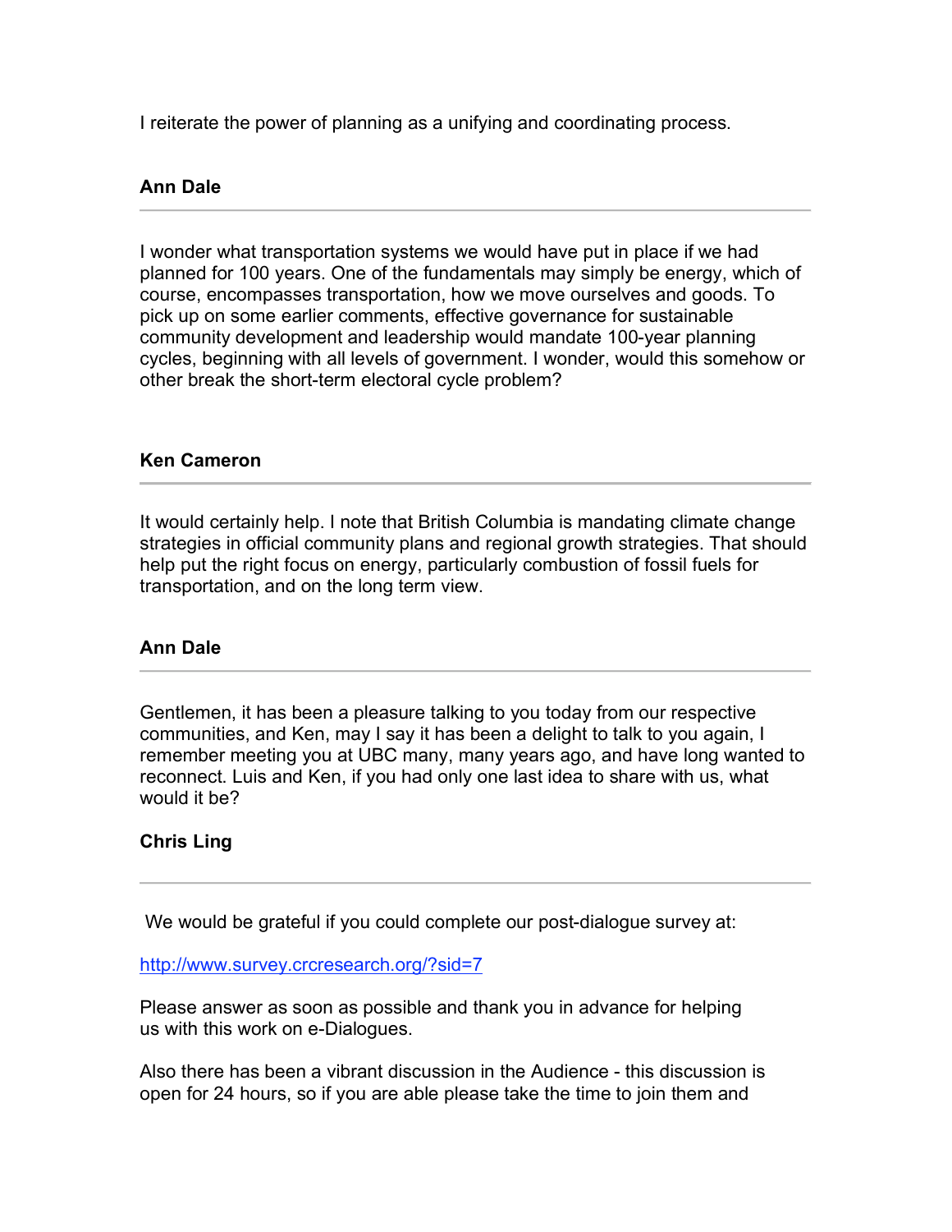I reiterate the power of planning as a unifying and coordinating process.

**Ann Dale**

---

I wonder what transportation systems we would have put in place if we had planned for 100 years. One of the fundamentals may simply be energy, which of course, encompasses transportation, how we move ourselves and goods. To pick up on some earlier comments, effective governance for sustainable community development and leadership would mandate 100-year planning cycles, beginning with all levels of government. I wonder, would this somehow or other break the short-term electoral cycle problem?

**Ken Cameron**

---

It would certainly help. I note that British Columbia is mandating climate change strategies in official community plans and regional growth strategies. That should help put the right focus on energy, particularly combustion of fossil fuels for transportation, and on the long term view.

**Ann Dale**

---

Gentlemen, it has been a pleasure talking to you today from our respective communities, and Ken, may I say it has been a delight to talk to you again, I remember meeting you at UBC many, many years ago, and have long wanted to reconnect. Luis and Ken, if you had only one last idea to share with us, what would it be?

**Chris Ling**

---

We would be grateful if you could complete our post-dialogue survey at:

http://www.survey.crcresearch.org/?sid=7

Please answer as soon as possible and thank you in advance for helping us with this work on e-Dialogues.

Also there has been a vibrant discussion in the Audience - this discussion is open for 24 hours, so if you are able please take the time to join them and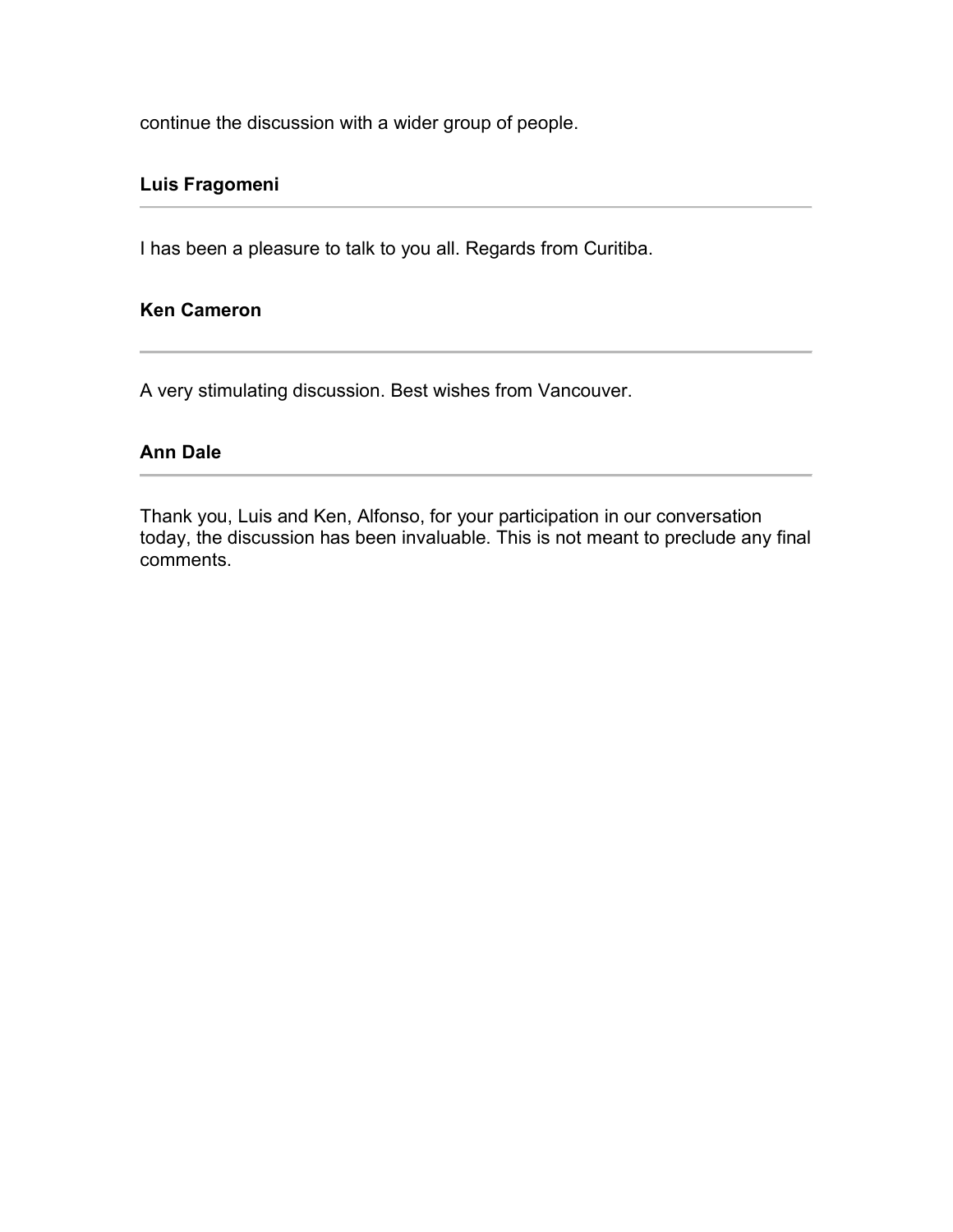continue the discussion with a wider group of people.

**Luis Fragomeni**

---

I has been a pleasure to talk to you all. Regards from Curitiba.

**Ken Cameron**

---

A very stimulating discussion. Best wishes from Vancouver.

**Ann Dale**

---

Thank you, Luis and Ken, Alfonso, for your participation in our conversation today, the discussion has been invaluable. This is not meant to preclude any final comments.